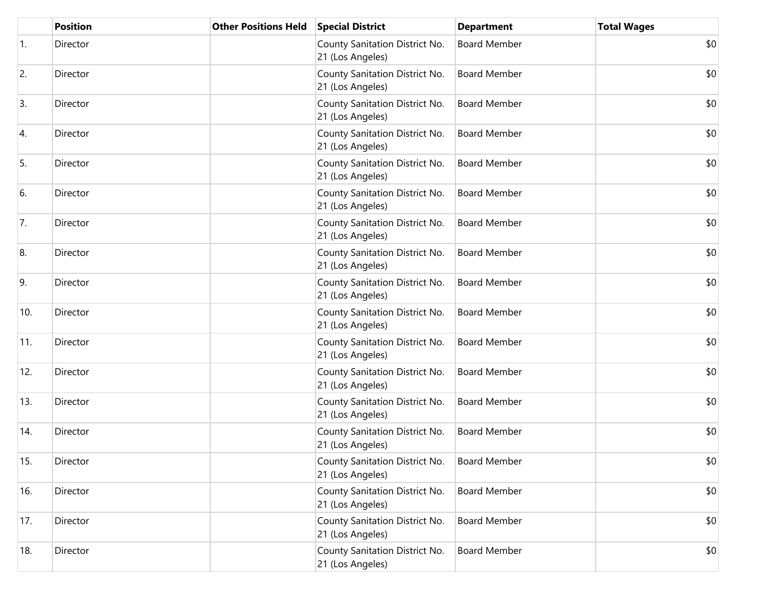| | Position | Other Positions Held | Special District | Department | Total Wages |
|---|---|---|---|---|---|
| 1. | Director | | County Sanitation District No. 21 (Los Angeles) | Board Member | $0 |
| 2. | Director | | County Sanitation District No. 21 (Los Angeles) | Board Member | $0 |
| 3. | Director | | County Sanitation District No. 21 (Los Angeles) | Board Member | $0 |
| 4. | Director | | County Sanitation District No. 21 (Los Angeles) | Board Member | $0 |
| 5. | Director | | County Sanitation District No. 21 (Los Angeles) | Board Member | $0 |
| 6. | Director | | County Sanitation District No. 21 (Los Angeles) | Board Member | $0 |
| 7. | Director | | County Sanitation District No. 21 (Los Angeles) | Board Member | $0 |
| 8. | Director | | County Sanitation District No. 21 (Los Angeles) | Board Member | $0 |
| 9. | Director | | County Sanitation District No. 21 (Los Angeles) | Board Member | $0 |
| 10. | Director | | County Sanitation District No. 21 (Los Angeles) | Board Member | $0 |
| 11. | Director | | County Sanitation District No. 21 (Los Angeles) | Board Member | $0 |
| 12. | Director | | County Sanitation District No. 21 (Los Angeles) | Board Member | $0 |
| 13. | Director | | County Sanitation District No. 21 (Los Angeles) | Board Member | $0 |
| 14. | Director | | County Sanitation District No. 21 (Los Angeles) | Board Member | $0 |
| 15. | Director | | County Sanitation District No. 21 (Los Angeles) | Board Member | $0 |
| 16. | Director | | County Sanitation District No. 21 (Los Angeles) | Board Member | $0 |
| 17. | Director | | County Sanitation District No. 21 (Los Angeles) | Board Member | $0 |
| 18. | Director | | County Sanitation District No. 21 (Los Angeles) | Board Member | $0 |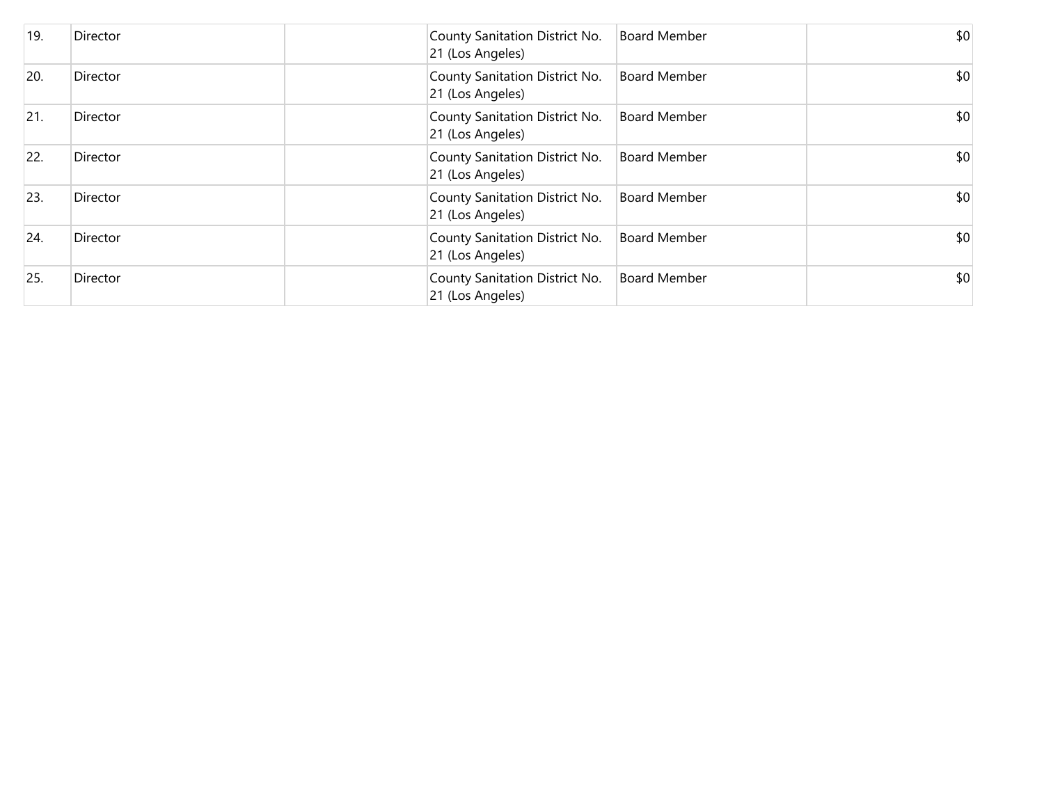| | | | | | |
|---|---|---|---|---|---|
| 19. | Director | | County Sanitation District No. 21 (Los Angeles) | Board Member | $0 |
| 20. | Director | | County Sanitation District No. 21 (Los Angeles) | Board Member | $0 |
| 21. | Director | | County Sanitation District No. 21 (Los Angeles) | Board Member | $0 |
| 22. | Director | | County Sanitation District No. 21 (Los Angeles) | Board Member | $0 |
| 23. | Director | | County Sanitation District No. 21 (Los Angeles) | Board Member | $0 |
| 24. | Director | | County Sanitation District No. 21 (Los Angeles) | Board Member | $0 |
| 25. | Director | | County Sanitation District No. 21 (Los Angeles) | Board Member | $0 |